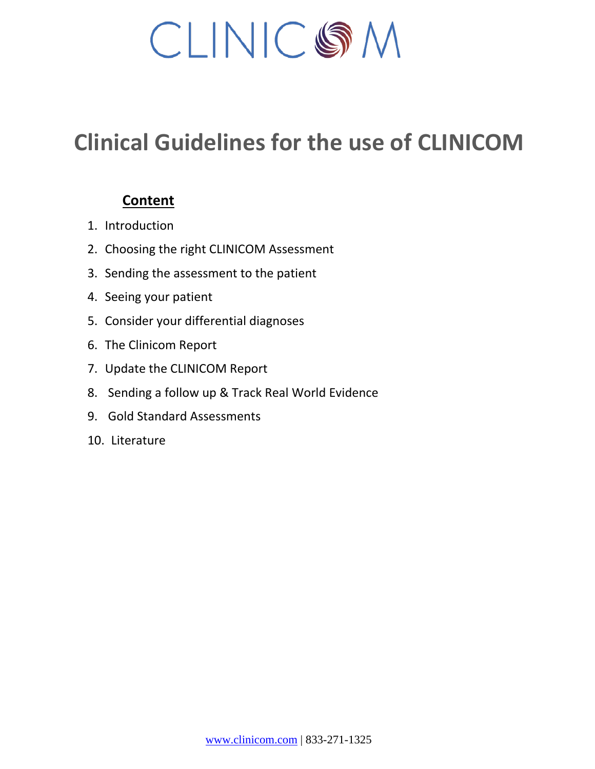# CLINICOM

# Clinical Guidelines for the use of CLINICOM

## Content

1. Introduction
2. Choosing the right CLINICOM Assessment
3. Sending the assessment to the patient
4. Seeing your patient
5. Consider your differential diagnoses
6. The Clinicom Report
7. Update the CLINICOM Report
8. Sending a follow up & Track Real World Evidence
9. Gold Standard Assessments
10. Literature

www.clinicom.com | 833-271-1325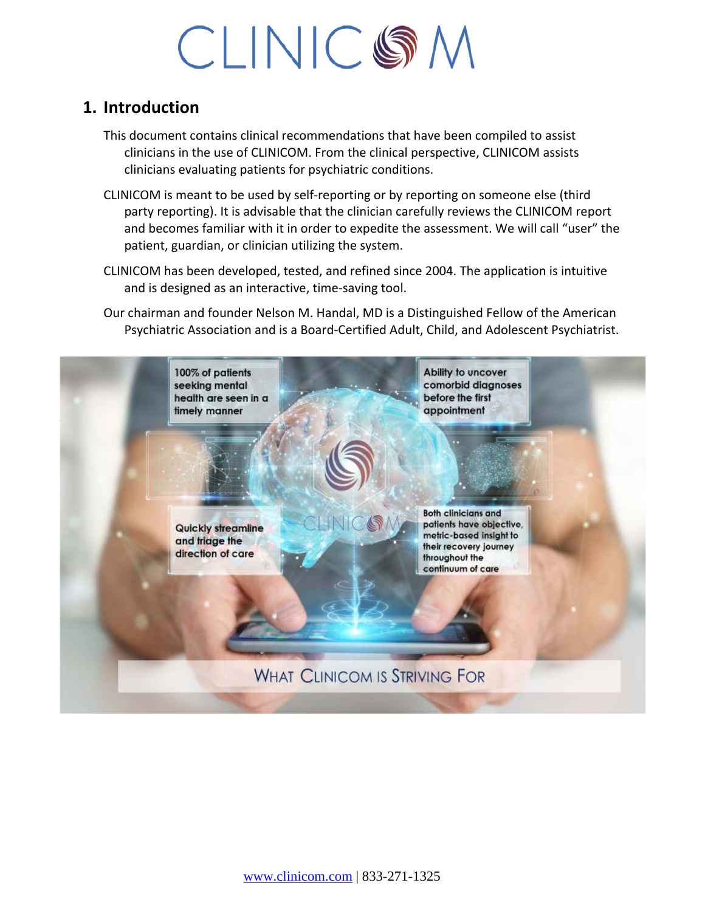## 1. Introduction

This document contains clinical recommendations that have been compiled to assist clinicians in the use of CLINICOM. From the clinical perspective, CLINICOM assists clinicians evaluating patients for psychiatric conditions.

CLINICOM is meant to be used by self-reporting or by reporting on someone else (third party reporting). It is advisable that the clinician carefully reviews the CLINICOM report and becomes familiar with it in order to expedite the assessment. We will call "user" the patient, guardian, or clinician utilizing the system.

CLINICOM has been developed, tested, and refined since 2004. The application is intuitive and is designed as an interactive, time-saving tool.

Our chairman and founder Nelson M. Handal, MD is a Distinguished Fellow of the American Psychiatric Association and is a Board-Certified Adult, Child, and Adolescent Psychiatrist.

100% of patients seeking mental health are seen in a timely manner

Ability to uncover comorbid diagnoses before the first appointment

Quickly streamline and triage the direction of care

Both clinicians and patients have objective, metric-based insight to their recovery journey throughout the continuum of care

WHAT CLINICOM IS STRIVING FOR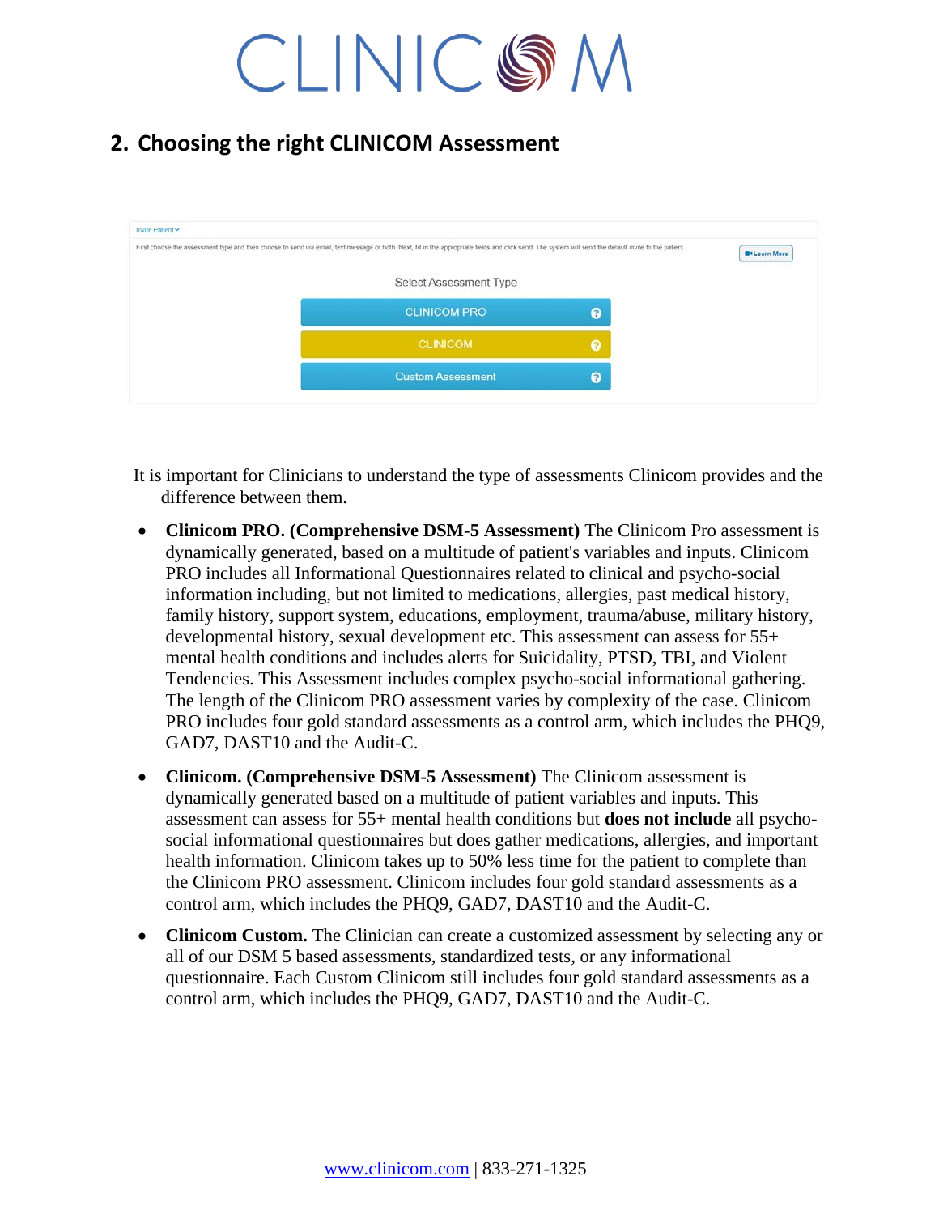## 2. Choosing the right CLINICOM Assessment

Invite Patient

First choose the assessment type and then choose to send via email, text message or both. Next, fill in the appropriate fields and click send. The system will send the default invite to the patient.

Learn More

Select Assessment Type

CLINICOM PRO

CLINICOM

Custom Assessment

It is important for Clinicians to understand the type of assessments Clinicom provides and the difference between them.

- **Clinicom PRO. (Comprehensive DSM-5 Assessment)** The Clinicom Pro assessment is dynamically generated, based on a multitude of patient's variables and inputs. Clinicom PRO includes all Informational Questionnaires related to clinical and psycho-social information including, but not limited to medications, allergies, past medical history, family history, support system, educations, employment, trauma/abuse, military history, developmental history, sexual development etc. This assessment can assess for 55+ mental health conditions and includes alerts for Suicidality, PTSD, TBI, and Violent Tendencies. This Assessment includes complex psycho-social informational gathering. The length of the Clinicom PRO assessment varies by complexity of the case. Clinicom PRO includes four gold standard assessments as a control arm, which includes the PHQ9, GAD7, DAST10 and the Audit-C.
- **Clinicom. (Comprehensive DSM-5 Assessment)** The Clinicom assessment is dynamically generated based on a multitude of patient variables and inputs. This assessment can assess for 55+ mental health conditions but **does not include** all psycho-social informational questionnaires but does gather medications, allergies, and important health information. Clinicom takes up to 50% less time for the patient to complete than the Clinicom PRO assessment. Clinicom includes four gold standard assessments as a control arm, which includes the PHQ9, GAD7, DAST10 and the Audit-C.
- **Clinicom Custom.** The Clinician can create a customized assessment by selecting any or all of our DSM 5 based assessments, standardized tests, or any informational questionnaire. Each Custom Clinicom still includes four gold standard assessments as a control arm, which includes the PHQ9, GAD7, DAST10 and the Audit-C.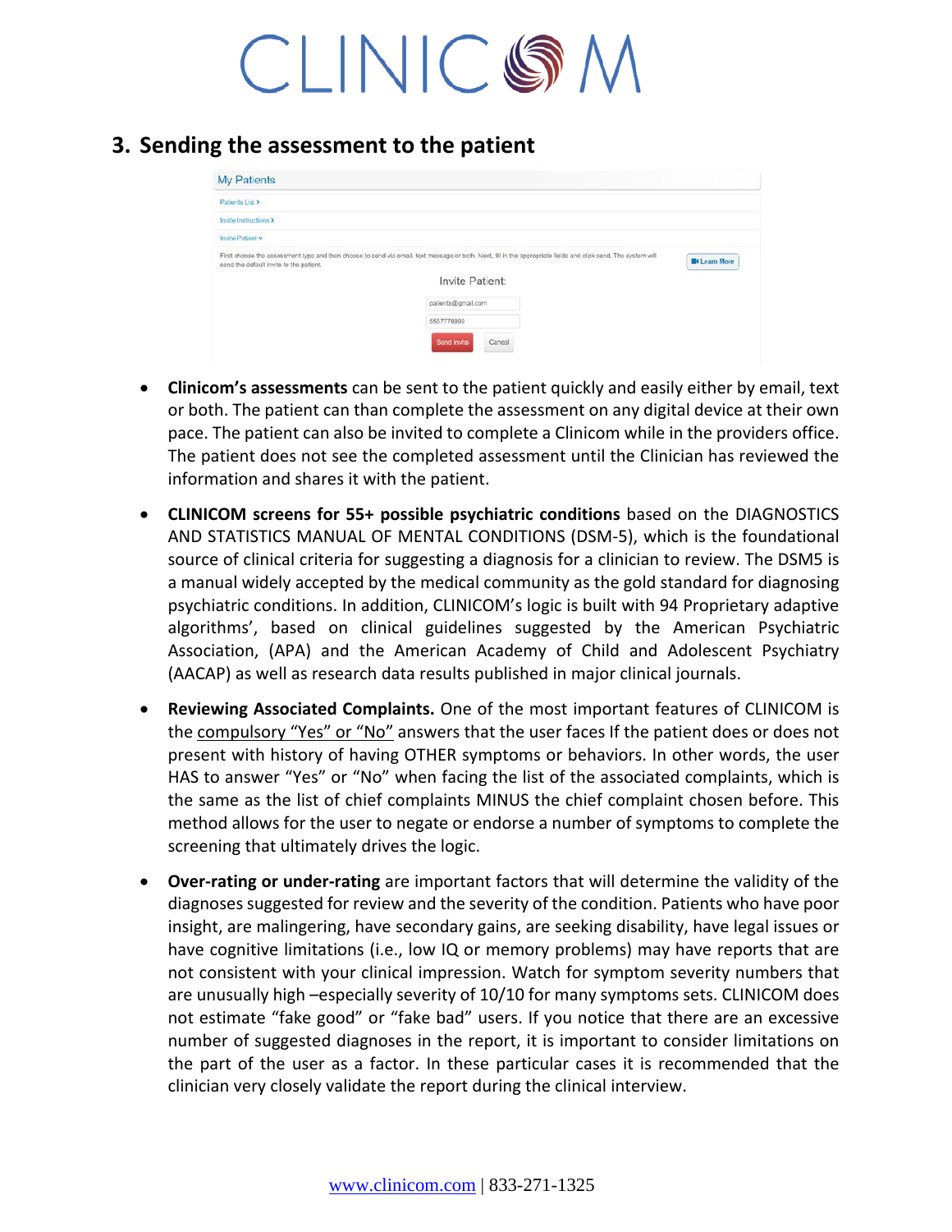## 3. Sending the assessment to the patient

- **Clinicom's assessments** can be sent to the patient quickly and easily either by email, text or both. The patient can than complete the assessment on any digital device at their own pace. The patient can also be invited to complete a Clinicom while in the providers office. The patient does not see the completed assessment until the Clinician has reviewed the information and shares it with the patient.

- **CLINICOM screens for 55+ possible psychiatric conditions** based on the DIAGNOSTICS AND STATISTICS MANUAL OF MENTAL CONDITIONS (DSM-5), which is the foundational source of clinical criteria for suggesting a diagnosis for a clinician to review. The DSM5 is a manual widely accepted by the medical community as the gold standard for diagnosing psychiatric conditions. In addition, CLINICOM's logic is built with 94 Proprietary adaptive algorithms', based on clinical guidelines suggested by the American Psychiatric Association, (APA) and the American Academy of Child and Adolescent Psychiatry (AACAP) as well as research data results published in major clinical journals.

- **Reviewing Associated Complaints.** One of the most important features of CLINICOM is the compulsory "Yes" or "No" answers that the user faces If the patient does or does not present with history of having OTHER symptoms or behaviors. In other words, the user HAS to answer "Yes" or "No" when facing the list of the associated complaints, which is the same as the list of chief complaints MINUS the chief complaint chosen before. This method allows for the user to negate or endorse a number of symptoms to complete the screening that ultimately drives the logic.

- **Over-rating or under-rating** are important factors that will determine the validity of the diagnoses suggested for review and the severity of the condition. Patients who have poor insight, are malingering, have secondary gains, are seeking disability, have legal issues or have cognitive limitations (i.e., low IQ or memory problems) may have reports that are not consistent with your clinical impression. Watch for symptom severity numbers that are unusually high –especially severity of 10/10 for many symptoms sets. CLINICOM does not estimate "fake good" or "fake bad" users. If you notice that there are an excessive number of suggested diagnoses in the report, it is important to consider limitations on the part of the user as a factor. In these particular cases it is recommended that the clinician very closely validate the report during the clinical interview.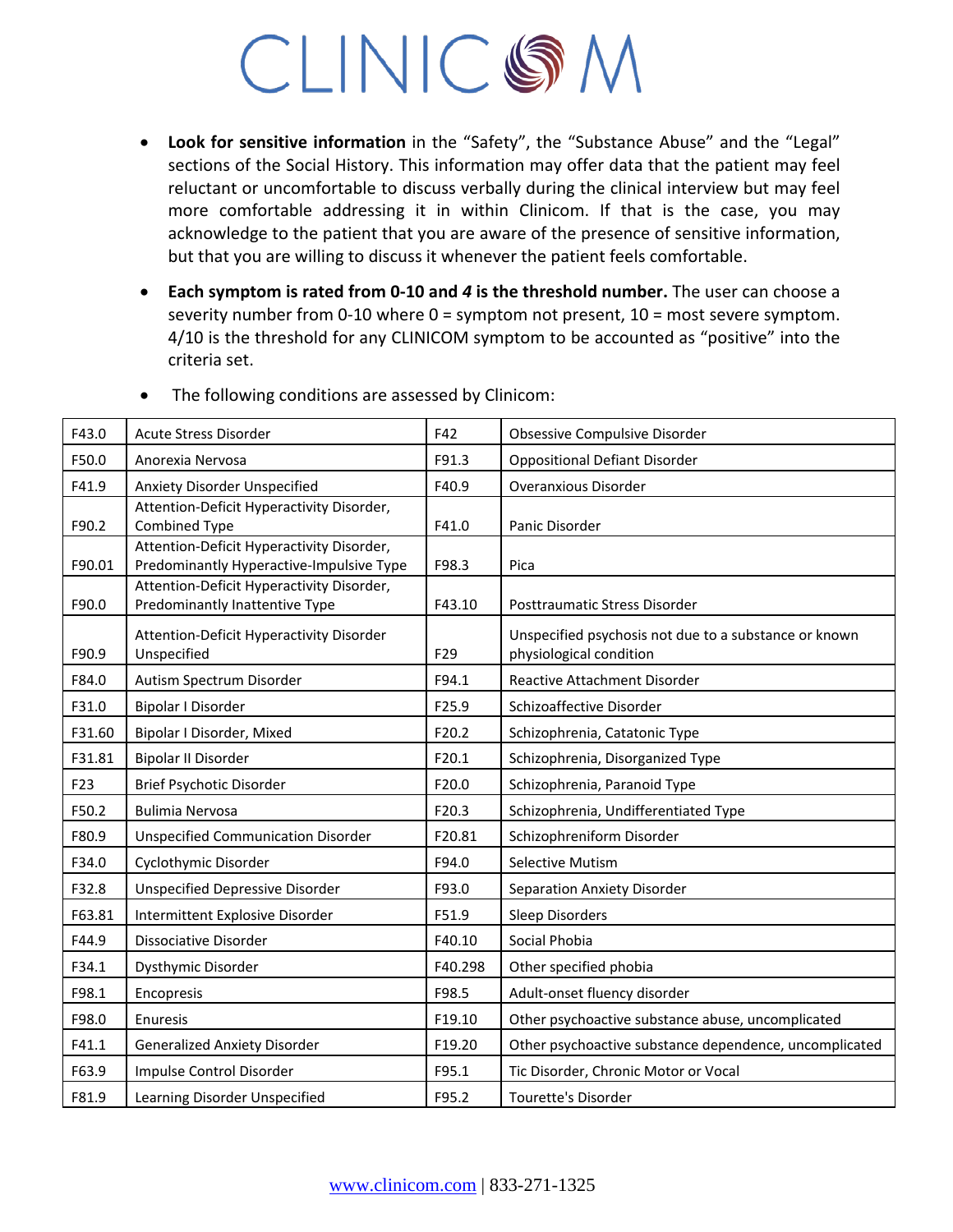- **Look for sensitive information** in the "Safety", the "Substance Abuse" and the "Legal" sections of the Social History. This information may offer data that the patient may feel reluctant or uncomfortable to discuss verbally during the clinical interview but may feel more comfortable addressing it in within Clinicom. If that is the case, you may acknowledge to the patient that you are aware of the presence of sensitive information, but that you are willing to discuss it whenever the patient feels comfortable.

- **Each symptom is rated from 0-10 and *4* is the threshold number.** The user can choose a severity number from 0-10 where 0 = symptom not present, 10 = most severe symptom. 4/10 is the threshold for any CLINICOM symptom to be accounted as "positive" into the criteria set.

- The following conditions are assessed by Clinicom:

| | | | |
|---|---|---|---|
| F43.0 | Acute Stress Disorder | F42 | Obsessive Compulsive Disorder |
| F50.0 | Anorexia Nervosa | F91.3 | Oppositional Defiant Disorder |
| F41.9 | Anxiety Disorder Unspecified | F40.9 | Overanxious Disorder |
| F90.2 | Attention-Deficit Hyperactivity Disorder, Combined Type | F41.0 | Panic Disorder |
| F90.01 | Attention-Deficit Hyperactivity Disorder, Predominantly Hyperactive-Impulsive Type | F98.3 | Pica |
| F90.0 | Attention-Deficit Hyperactivity Disorder, Predominantly Inattentive Type | F43.10 | Posttraumatic Stress Disorder |
| F90.9 | Attention-Deficit Hyperactivity Disorder Unspecified | F29 | Unspecified psychosis not due to a substance or known physiological condition |
| F84.0 | Autism Spectrum Disorder | F94.1 | Reactive Attachment Disorder |
| F31.0 | Bipolar I Disorder | F25.9 | Schizoaffective Disorder |
| F31.60 | Bipolar I Disorder, Mixed | F20.2 | Schizophrenia, Catatonic Type |
| F31.81 | Bipolar II Disorder | F20.1 | Schizophrenia, Disorganized Type |
| F23 | Brief Psychotic Disorder | F20.0 | Schizophrenia, Paranoid Type |
| F50.2 | Bulimia Nervosa | F20.3 | Schizophrenia, Undifferentiated Type |
| F80.9 | Unspecified Communication Disorder | F20.81 | Schizophreniform Disorder |
| F34.0 | Cyclothymic Disorder | F94.0 | Selective Mutism |
| F32.8 | Unspecified Depressive Disorder | F93.0 | Separation Anxiety Disorder |
| F63.81 | Intermittent Explosive Disorder | F51.9 | Sleep Disorders |
| F44.9 | Dissociative Disorder | F40.10 | Social Phobia |
| F34.1 | Dysthymic Disorder | F40.298 | Other specified phobia |
| F98.1 | Encopresis | F98.5 | Adult-onset fluency disorder |
| F98.0 | Enuresis | F19.10 | Other psychoactive substance abuse, uncomplicated |
| F41.1 | Generalized Anxiety Disorder | F19.20 | Other psychoactive substance dependence, uncomplicated |
| F63.9 | Impulse Control Disorder | F95.1 | Tic Disorder, Chronic Motor or Vocal |
| F81.9 | Learning Disorder Unspecified | F95.2 | Tourette's Disorder |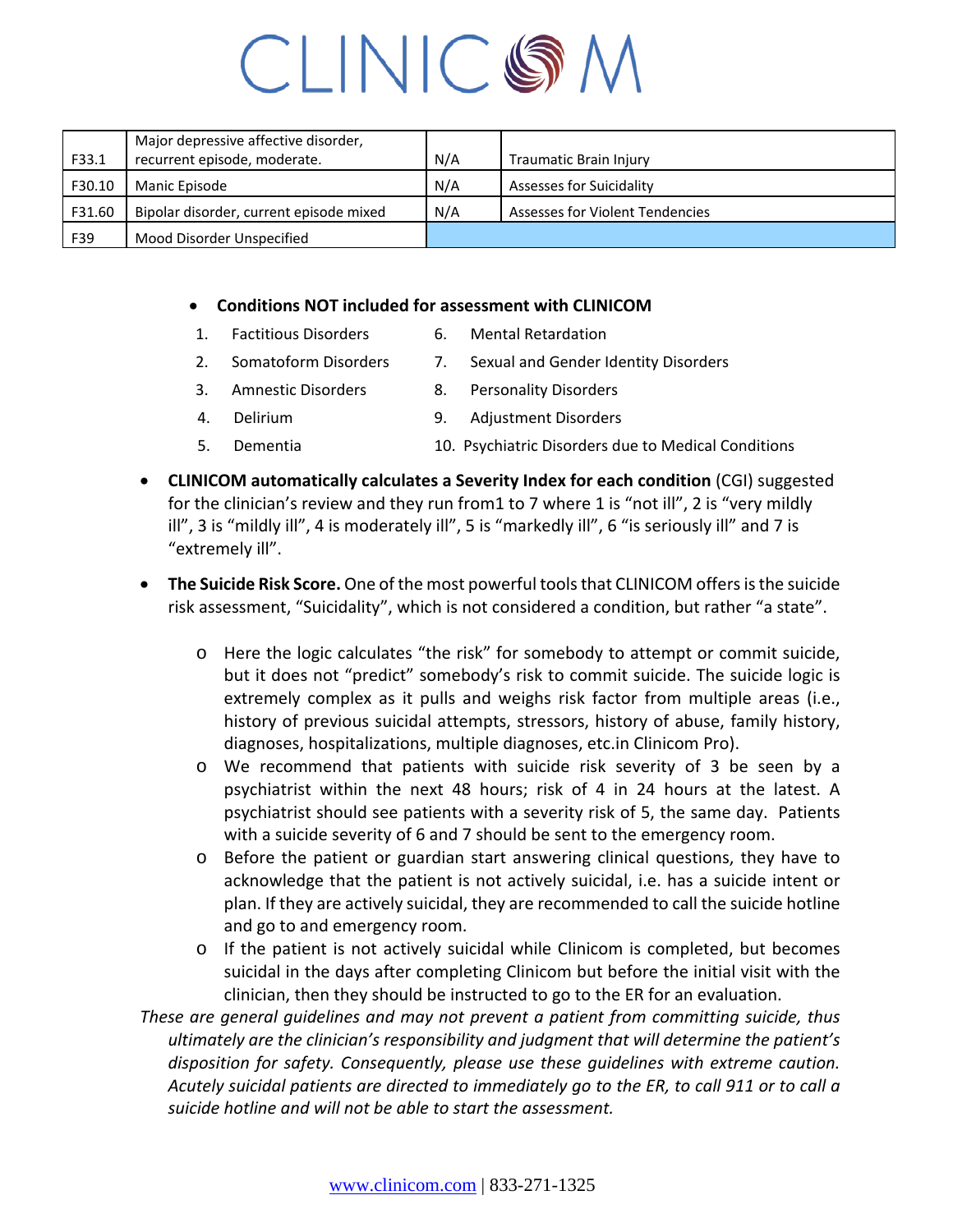| | | | |
|---|---|---|---|
| F33.1 | Major depressive affective disorder, recurrent episode, moderate. | N/A | Traumatic Brain Injury |
| F30.10 | Manic Episode | N/A | Assesses for Suicidality |
| F31.60 | Bipolar disorder, current episode mixed | N/A | Assesses for Violent Tendencies |
| F39 | Mood Disorder Unspecified | | |

- **Conditions NOT included for assessment with CLINICOM**
  1. Factitious Disorders
  2. Somatoform Disorders
  3. Amnestic Disorders
  4. Delirium
  5. Dementia
  6. Mental Retardation
  7. Sexual and Gender Identity Disorders
  8. Personality Disorders
  9. Adjustment Disorders
  10. Psychiatric Disorders due to Medical Conditions

- **CLINICOM automatically calculates a Severity Index for each condition** (CGI) suggested for the clinician's review and they run from1 to 7 where 1 is "not ill", 2 is "very mildly ill", 3 is "mildly ill", 4 is moderately ill", 5 is "markedly ill", 6 "is seriously ill" and 7 is "extremely ill".

- **The Suicide Risk Score.** One of the most powerful tools that CLINICOM offers is the suicide risk assessment, "Suicidality", which is not considered a condition, but rather "a state".
  - Here the logic calculates "the risk" for somebody to attempt or commit suicide, but it does not "predict" somebody's risk to commit suicide. The suicide logic is extremely complex as it pulls and weighs risk factor from multiple areas (i.e., history of previous suicidal attempts, stressors, history of abuse, family history, diagnoses, hospitalizations, multiple diagnoses, etc.in Clinicom Pro).
  - We recommend that patients with suicide risk severity of 3 be seen by a psychiatrist within the next 48 hours; risk of 4 in 24 hours at the latest. A psychiatrist should see patients with a severity risk of 5, the same day. Patients with a suicide severity of 6 and 7 should be sent to the emergency room.
  - Before the patient or guardian start answering clinical questions, they have to acknowledge that the patient is not actively suicidal, i.e. has a suicide intent or plan. If they are actively suicidal, they are recommended to call the suicide hotline and go to and emergency room.
  - If the patient is not actively suicidal while Clinicom is completed, but becomes suicidal in the days after completing Clinicom but before the initial visit with the clinician, then they should be instructed to go to the ER for an evaluation.

*These are general guidelines and may not prevent a patient from committing suicide, thus ultimately are the clinician's responsibility and judgment that will determine the patient's disposition for safety. Consequently, please use these guidelines with extreme caution. Acutely suicidal patients are directed to immediately go to the ER, to call 911 or to call a suicide hotline and will not be able to start the assessment.*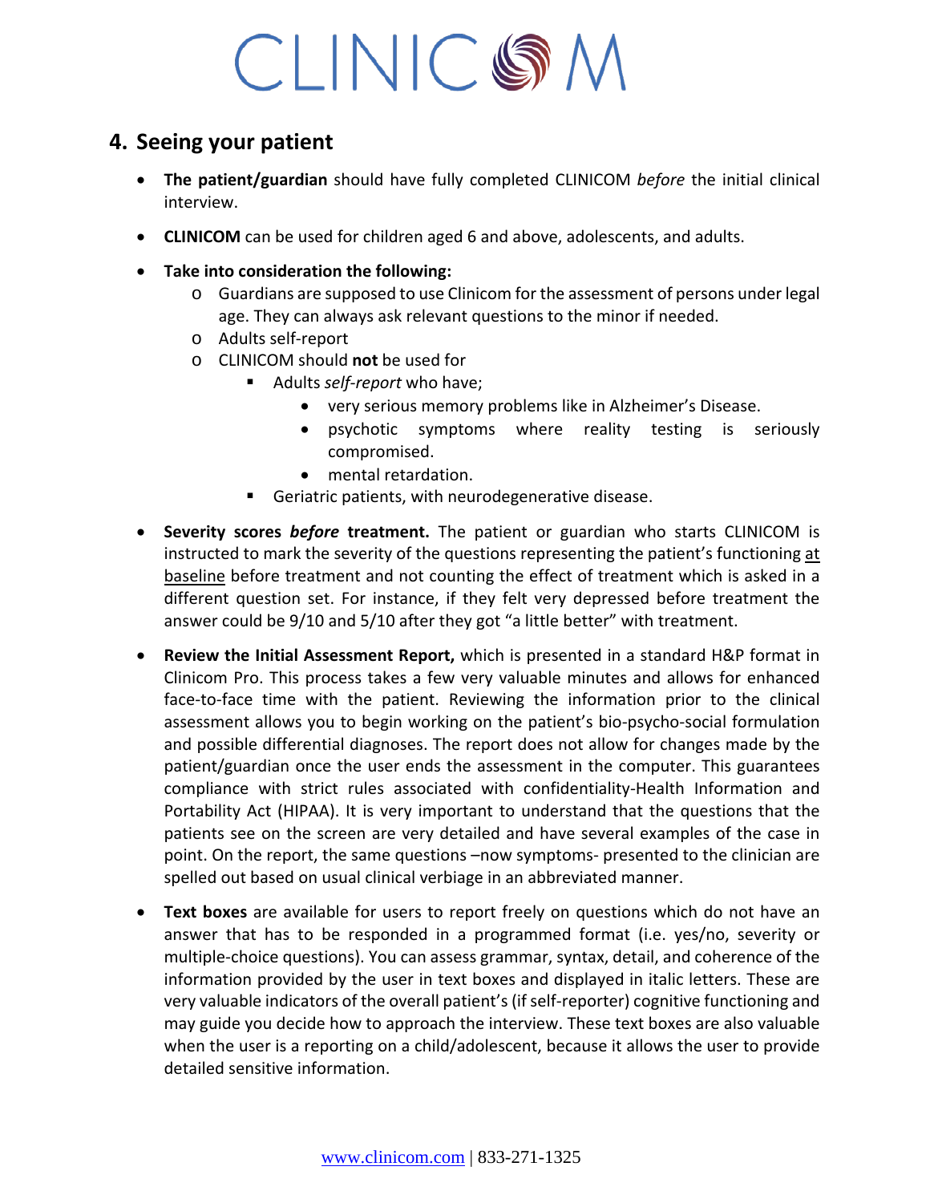## 4. Seeing your patient

- **The patient/guardian** should have fully completed CLINICOM *before* the initial clinical interview.
- **CLINICOM** can be used for children aged 6 and above, adolescents, and adults.
- **Take into consideration the following:**
  - Guardians are supposed to use Clinicom for the assessment of persons under legal age. They can always ask relevant questions to the minor if needed.
  - Adults self-report
  - CLINICOM should **not** be used for
    - Adults *self-report* who have;
      - very serious memory problems like in Alzheimer's Disease.
      - psychotic symptoms where reality testing is seriously compromised.
      - mental retardation.
    - Geriatric patients, with neurodegenerative disease.
- **Severity scores *before* treatment.** The patient or guardian who starts CLINICOM is instructed to mark the severity of the questions representing the patient's functioning <u>at baseline</u> before treatment and not counting the effect of treatment which is asked in a different question set. For instance, if they felt very depressed before treatment the answer could be 9/10 and 5/10 after they got "a little better" with treatment.
- **Review the Initial Assessment Report,** which is presented in a standard H&P format in Clinicom Pro. This process takes a few very valuable minutes and allows for enhanced face-to-face time with the patient. Reviewing the information prior to the clinical assessment allows you to begin working on the patient's bio-psycho-social formulation and possible differential diagnoses. The report does not allow for changes made by the patient/guardian once the user ends the assessment in the computer. This guarantees compliance with strict rules associated with confidentiality-Health Information and Portability Act (HIPAA). It is very important to understand that the questions that the patients see on the screen are very detailed and have several examples of the case in point. On the report, the same questions –now symptoms- presented to the clinician are spelled out based on usual clinical verbiage in an abbreviated manner.
- **Text boxes** are available for users to report freely on questions which do not have an answer that has to be responded in a programmed format (i.e. yes/no, severity or multiple-choice questions). You can assess grammar, syntax, detail, and coherence of the information provided by the user in text boxes and displayed in italic letters. These are very valuable indicators of the overall patient's (if self-reporter) cognitive functioning and may guide you decide how to approach the interview. These text boxes are also valuable when the user is a reporting on a child/adolescent, because it allows the user to provide detailed sensitive information.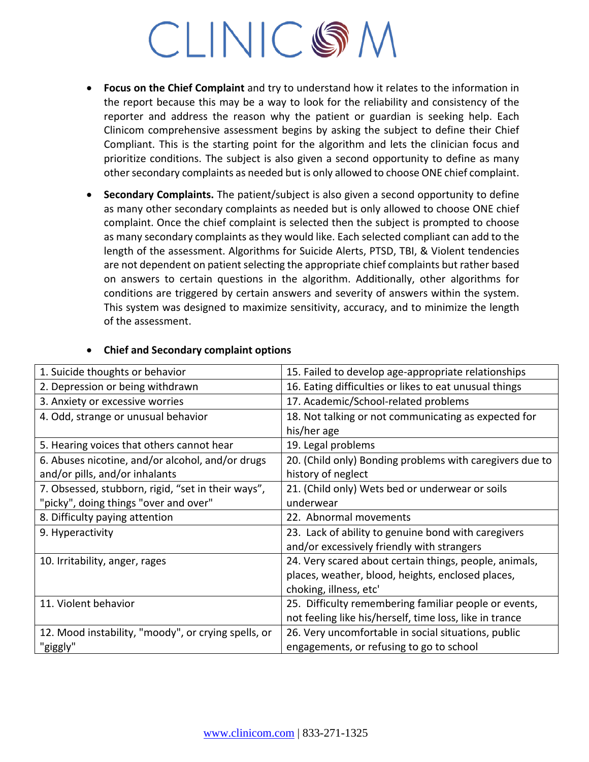- **Focus on the Chief Complaint** and try to understand how it relates to the information in the report because this may be a way to look for the reliability and consistency of the reporter and address the reason why the patient or guardian is seeking help. Each Clinicom comprehensive assessment begins by asking the subject to define their Chief Compliant. This is the starting point for the algorithm and lets the clinician focus and prioritize conditions. The subject is also given a second opportunity to define as many other secondary complaints as needed but is only allowed to choose ONE chief complaint.

- **Secondary Complaints.** The patient/subject is also given a second opportunity to define as many other secondary complaints as needed but is only allowed to choose ONE chief complaint. Once the chief complaint is selected then the subject is prompted to choose as many secondary complaints as they would like. Each selected compliant can add to the length of the assessment. Algorithms for Suicide Alerts, PTSD, TBI, & Violent tendencies are not dependent on patient selecting the appropriate chief complaints but rather based on answers to certain questions in the algorithm. Additionally, other algorithms for conditions are triggered by certain answers and severity of answers within the system. This system was designed to maximize sensitivity, accuracy, and to minimize the length of the assessment.

- **Chief and Secondary complaint options**

| | |
|---|---|
| 1. Suicide thoughts or behavior | 15. Failed to develop age-appropriate relationships |
| 2. Depression or being withdrawn | 16. Eating difficulties or likes to eat unusual things |
| 3. Anxiety or excessive worries | 17. Academic/School-related problems |
| 4. Odd, strange or unusual behavior | 18. Not talking or not communicating as expected for his/her age |
| 5. Hearing voices that others cannot hear | 19. Legal problems |
| 6. Abuses nicotine, and/or alcohol, and/or drugs and/or pills, and/or inhalants | 20. (Child only) Bonding problems with caregivers due to history of neglect |
| 7. Obsessed, stubborn, rigid, "set in their ways", "picky", doing things "over and over" | 21. (Child only) Wets bed or underwear or soils underwear |
| 8. Difficulty paying attention | 22. Abnormal movements |
| 9. Hyperactivity | 23. Lack of ability to genuine bond with caregivers and/or excessively friendly with strangers |
| 10. Irritability, anger, rages | 24. Very scared about certain things, people, animals, places, weather, blood, heights, enclosed places, choking, illness, etc' |
| 11. Violent behavior | 25. Difficulty remembering familiar people or events, not feeling like his/herself, time loss, like in trance |
| 12. Mood instability, "moody", or crying spells, or "giggly" | 26. Very uncomfortable in social situations, public engagements, or refusing to go to school |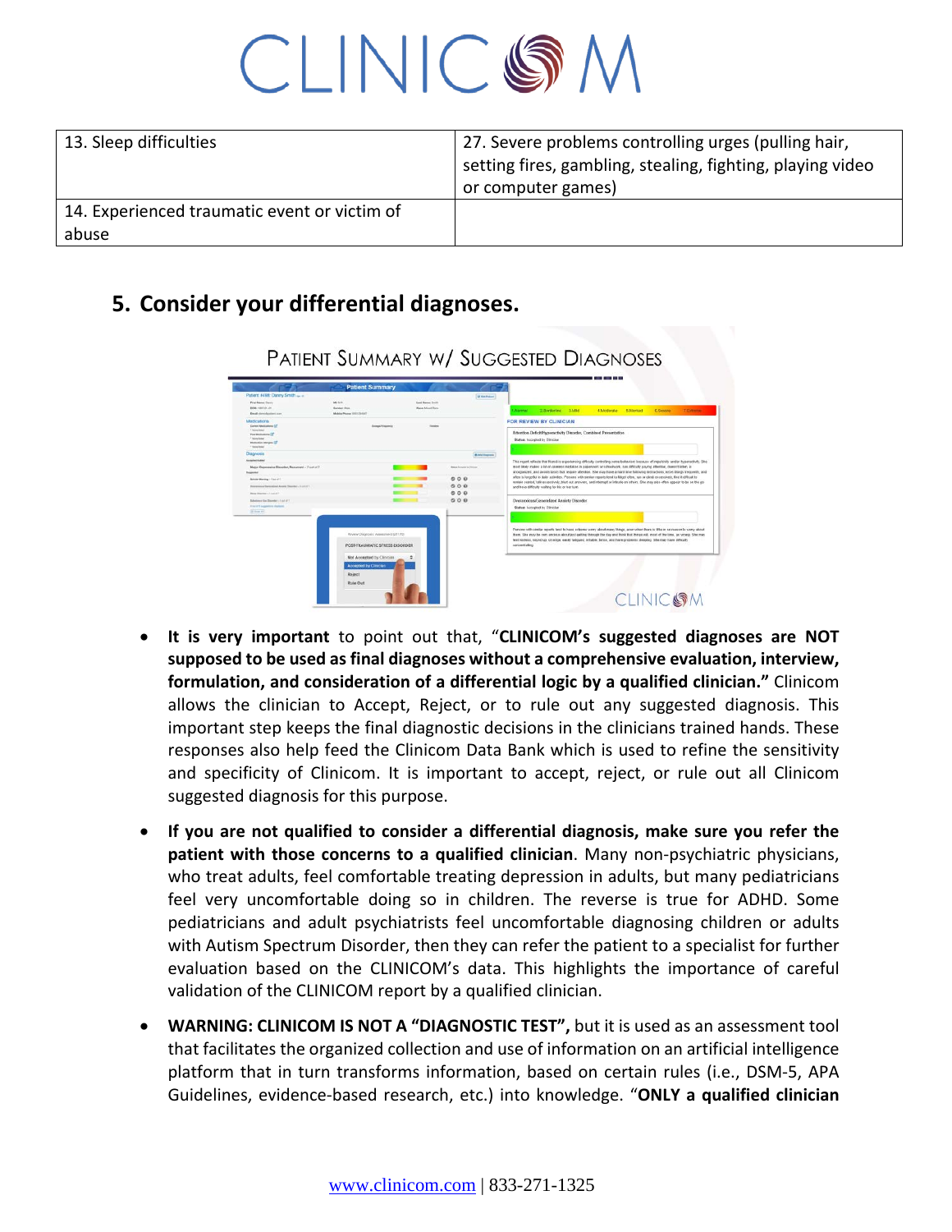| | |
|---|---|
| 13. Sleep difficulties | 27. Severe problems controlling urges (pulling hair, setting fires, gambling, stealing, fighting, playing video or computer games) |
| 14. Experienced traumatic event or victim of abuse | |

## 5. Consider your differential diagnoses.

PATIENT SUMMARY W/ SUGGESTED DIAGNOSES

- **It is very important** to point out that, "**CLINICOM's suggested diagnoses are NOT supposed to be used as final diagnoses without a comprehensive evaluation, interview, formulation, and consideration of a differential logic by a qualified clinician.**" Clinicom allows the clinician to Accept, Reject, or to rule out any suggested diagnosis. This important step keeps the final diagnostic decisions in the clinicians trained hands. These responses also help feed the Clinicom Data Bank which is used to refine the sensitivity and specificity of Clinicom. It is important to accept, reject, or rule out all Clinicom suggested diagnosis for this purpose.
- **If you are not qualified to consider a differential diagnosis, make sure you refer the patient with those concerns to a qualified clinician**. Many non-psychiatric physicians, who treat adults, feel comfortable treating depression in adults, but many pediatricians feel very uncomfortable doing so in children. The reverse is true for ADHD. Some pediatricians and adult psychiatrists feel uncomfortable diagnosing children or adults with Autism Spectrum Disorder, then they can refer the patient to a specialist for further evaluation based on the CLINICOM's data. This highlights the importance of careful validation of the CLINICOM report by a qualified clinician.
- **WARNING: CLINICOM IS NOT A "DIAGNOSTIC TEST",** but it is used as an assessment tool that facilitates the organized collection and use of information on an artificial intelligence platform that in turn transforms information, based on certain rules (i.e., DSM-5, APA Guidelines, evidence-based research, etc.) into knowledge. "**ONLY a qualified clinician**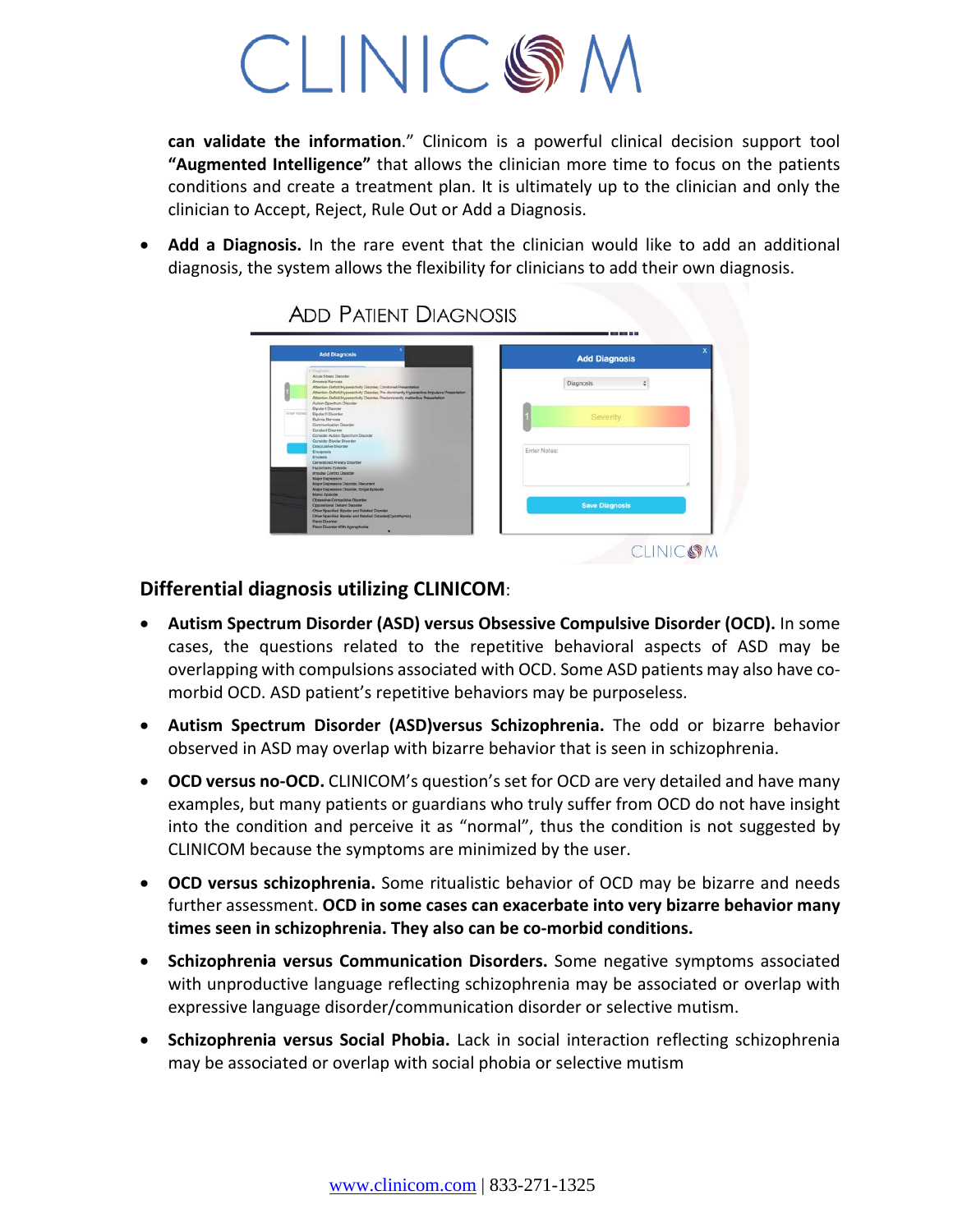**can validate the information**." Clinicom is a powerful clinical decision support tool **"Augmented Intelligence"** that allows the clinician more time to focus on the patients conditions and create a treatment plan. It is ultimately up to the clinician and only the clinician to Accept, Reject, Rule Out or Add a Diagnosis.

- **Add a Diagnosis.** In the rare event that the clinician would like to add an additional diagnosis, the system allows the flexibility for clinicians to add their own diagnosis.

ADD PATIENT DIAGNOSIS

## Differential diagnosis utilizing CLINICOM:

- **Autism Spectrum Disorder (ASD) versus Obsessive Compulsive Disorder (OCD).** In some cases, the questions related to the repetitive behavioral aspects of ASD may be overlapping with compulsions associated with OCD. Some ASD patients may also have co-morbid OCD. ASD patient's repetitive behaviors may be purposeless.
- **Autism Spectrum Disorder (ASD)versus Schizophrenia.** The odd or bizarre behavior observed in ASD may overlap with bizarre behavior that is seen in schizophrenia.
- **OCD versus no-OCD.** CLINICOM's question's set for OCD are very detailed and have many examples, but many patients or guardians who truly suffer from OCD do not have insight into the condition and perceive it as "normal", thus the condition is not suggested by CLINICOM because the symptoms are minimized by the user.
- **OCD versus schizophrenia.** Some ritualistic behavior of OCD may be bizarre and needs further assessment. **OCD in some cases can exacerbate into very bizarre behavior many times seen in schizophrenia. They also can be co-morbid conditions.**
- **Schizophrenia versus Communication Disorders.** Some negative symptoms associated with unproductive language reflecting schizophrenia may be associated or overlap with expressive language disorder/communication disorder or selective mutism.
- **Schizophrenia versus Social Phobia.** Lack in social interaction reflecting schizophrenia may be associated or overlap with social phobia or selective mutism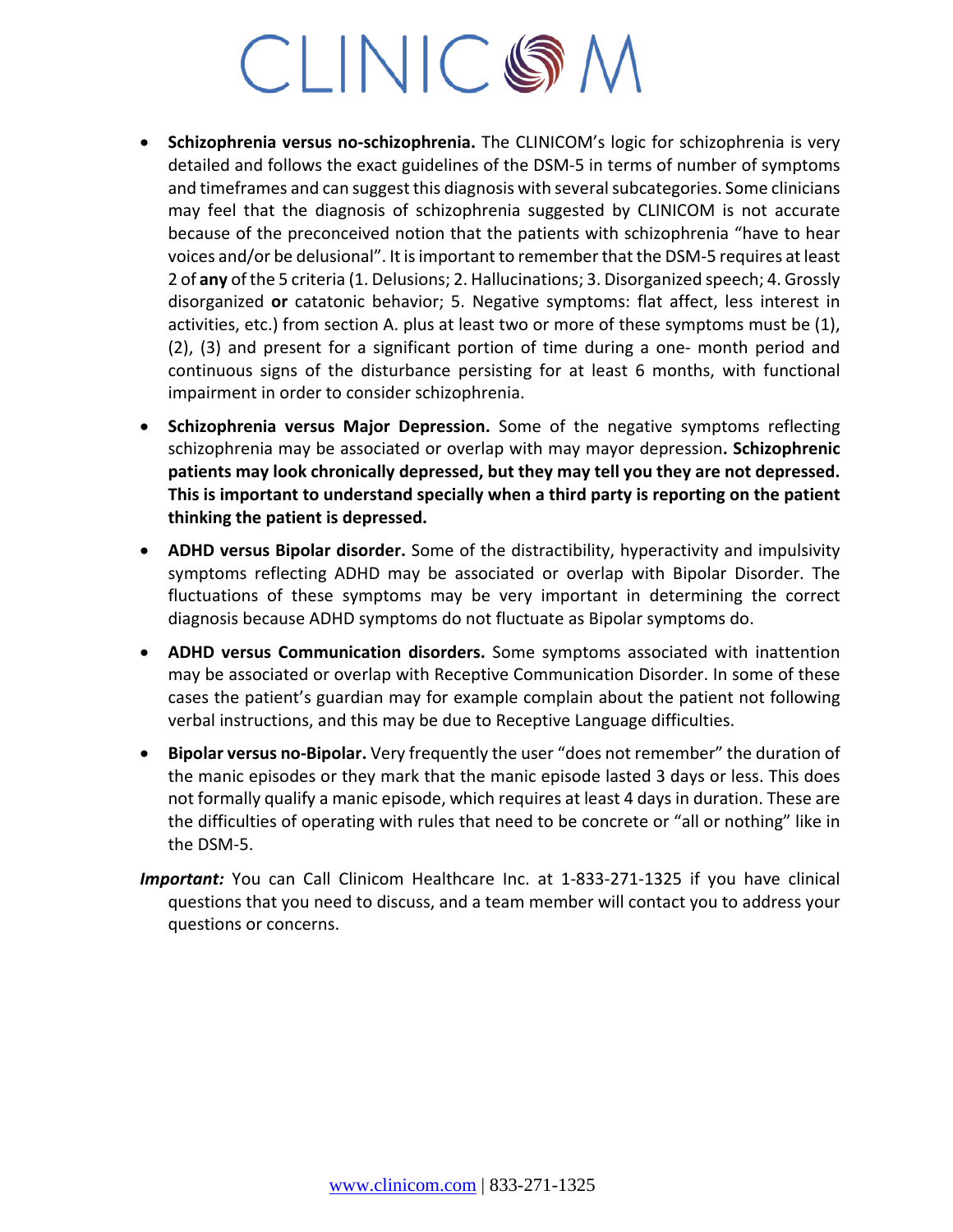- **Schizophrenia versus no-schizophrenia.** The CLINICOM's logic for schizophrenia is very detailed and follows the exact guidelines of the DSM-5 in terms of number of symptoms and timeframes and can suggest this diagnosis with several subcategories. Some clinicians may feel that the diagnosis of schizophrenia suggested by CLINICOM is not accurate because of the preconceived notion that the patients with schizophrenia "have to hear voices and/or be delusional". It is important to remember that the DSM-5 requires at least 2 of **any** of the 5 criteria (1. Delusions; 2. Hallucinations; 3. Disorganized speech; 4. Grossly disorganized **or** catatonic behavior; 5. Negative symptoms: flat affect, less interest in activities, etc.) from section A. plus at least two or more of these symptoms must be (1), (2), (3) and present for a significant portion of time during a one- month period and continuous signs of the disturbance persisting for at least 6 months, with functional impairment in order to consider schizophrenia.
- **Schizophrenia versus Major Depression.** Some of the negative symptoms reflecting schizophrenia may be associated or overlap with may mayor depression**. Schizophrenic patients may look chronically depressed, but they may tell you they are not depressed. This is important to understand specially when a third party is reporting on the patient thinking the patient is depressed.**
- **ADHD versus Bipolar disorder.** Some of the distractibility, hyperactivity and impulsivity symptoms reflecting ADHD may be associated or overlap with Bipolar Disorder. The fluctuations of these symptoms may be very important in determining the correct diagnosis because ADHD symptoms do not fluctuate as Bipolar symptoms do.
- **ADHD versus Communication disorders.** Some symptoms associated with inattention may be associated or overlap with Receptive Communication Disorder. In some of these cases the patient's guardian may for example complain about the patient not following verbal instructions, and this may be due to Receptive Language difficulties.
- **Bipolar versus no-Bipolar.** Very frequently the user "does not remember" the duration of the manic episodes or they mark that the manic episode lasted 3 days or less. This does not formally qualify a manic episode, which requires at least 4 days in duration. These are the difficulties of operating with rules that need to be concrete or "all or nothing" like in the DSM-5.

***Important:*** You can Call Clinicom Healthcare Inc. at 1-833-271-1325 if you have clinical questions that you need to discuss, and a team member will contact you to address your questions or concerns.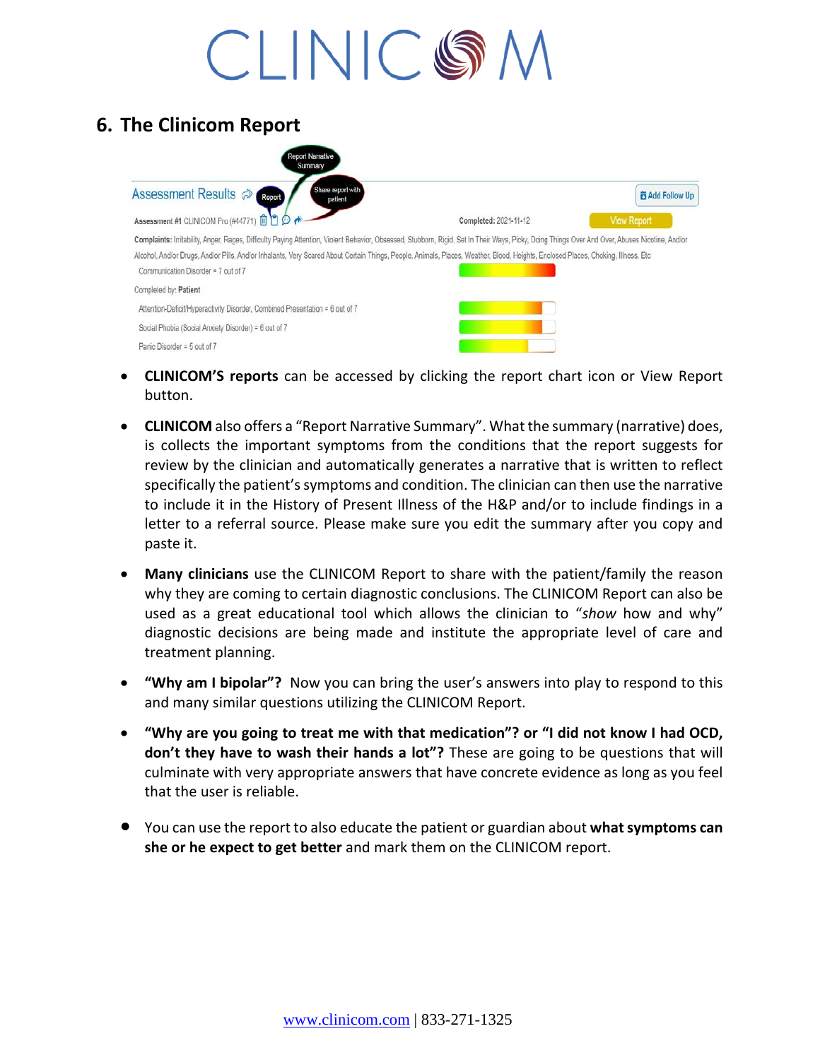## 6. The Clinicom Report

- **CLINICOM'S reports** can be accessed by clicking the report chart icon or View Report button.
- **CLINICOM** also offers a "Report Narrative Summary". What the summary (narrative) does, is collects the important symptoms from the conditions that the report suggests for review by the clinician and automatically generates a narrative that is written to reflect specifically the patient's symptoms and condition. The clinician can then use the narrative to include it in the History of Present Illness of the H&P and/or to include findings in a letter to a referral source. Please make sure you edit the summary after you copy and paste it.
- **Many clinicians** use the CLINICOM Report to share with the patient/family the reason why they are coming to certain diagnostic conclusions. The CLINICOM Report can also be used as a great educational tool which allows the clinician to "*show* how and why" diagnostic decisions are being made and institute the appropriate level of care and treatment planning.
- **"Why am I bipolar"?** Now you can bring the user's answers into play to respond to this and many similar questions utilizing the CLINICOM Report.
- **"Why are you going to treat me with that medication"? or "I did not know I had OCD, don't they have to wash their hands a lot"?** These are going to be questions that will culminate with very appropriate answers that have concrete evidence as long as you feel that the user is reliable.
- You can use the report to also educate the patient or guardian about **what symptoms can she or he expect to get better** and mark them on the CLINICOM report.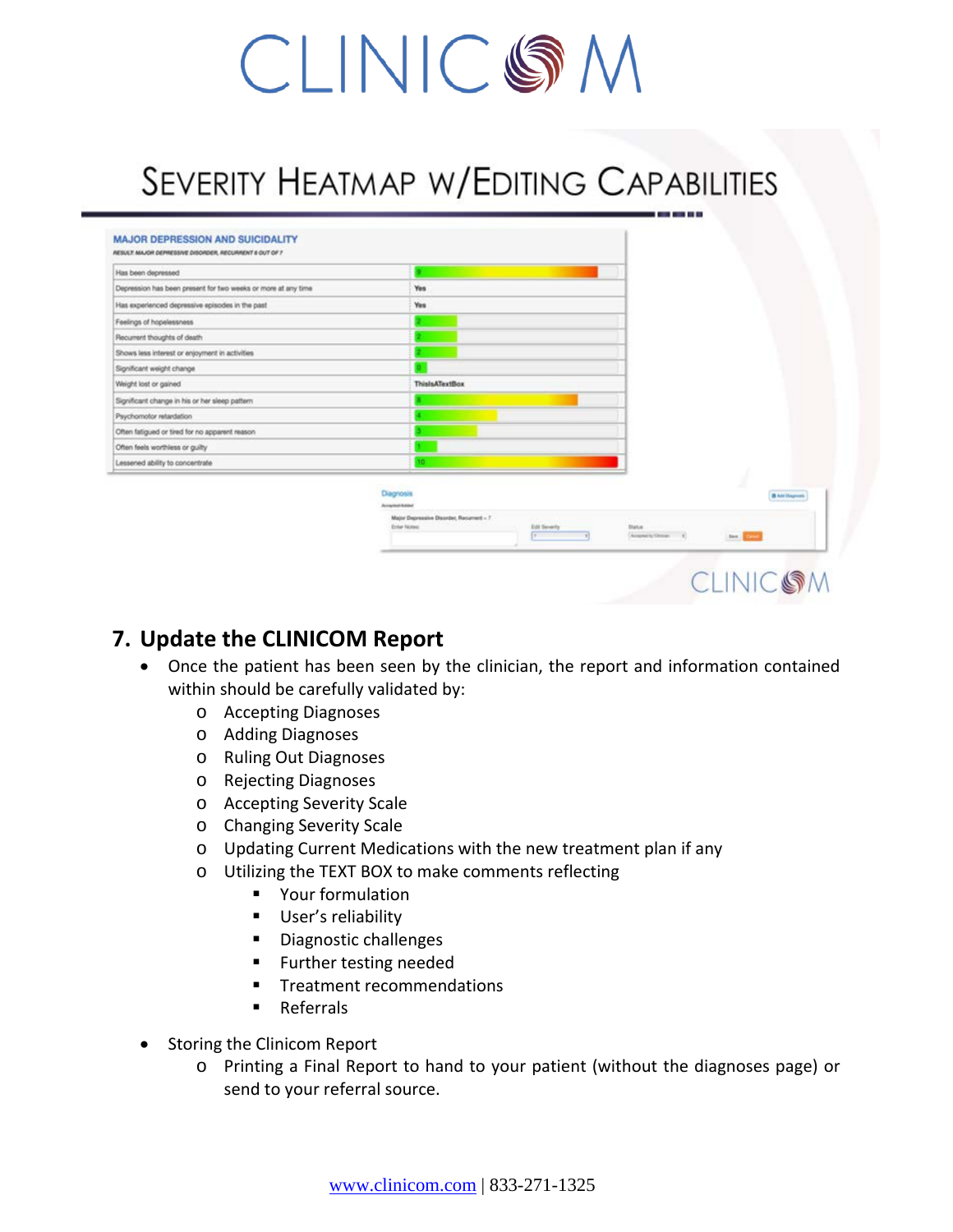# CLINICOM

## Severity Heatmap w/Editing Capabilities

**MAJOR DEPRESSION AND SUICIDALITY**

*RESULT: MAJOR DEPRESSIVE DISORDER, RECURRENT 6 OUT OF 7*

| | |
|---|---|
| Has been depressed | 9 |
| Depression has been present for two weeks or more at any time | Yes |
| Has experienced depressive episodes in the past | Yes |
| Feelings of hopelessness | 2 |
| Recurrent thoughts of death | 2 |
| Shows less interest or enjoyment in activities | 2 |
| Significant weight change | 0 |
| Weight lost or gained | ThisIsATextBox |
| Significant change in his or her sleep pattern | 8 |
| Psychomotor retardation | 4 |
| Often fatigued or tired for no apparent reason | 3 |
| Often feels worthless or guilty | 1 |
| Lessened ability to concentrate | 10 |

Diagnosis

Major Depressive Disorder, Recurrent – 7

## 7. Update the CLINICOM Report

- Once the patient has been seen by the clinician, the report and information contained within should be carefully validated by:
  - Accepting Diagnoses
  - Adding Diagnoses
  - Ruling Out Diagnoses
  - Rejecting Diagnoses
  - Accepting Severity Scale
  - Changing Severity Scale
  - Updating Current Medications with the new treatment plan if any
  - Utilizing the TEXT BOX to make comments reflecting
    - Your formulation
    - User's reliability
    - Diagnostic challenges
    - Further testing needed
    - Treatment recommendations
    - Referrals

- Storing the Clinicom Report
  - Printing a Final Report to hand to your patient (without the diagnoses page) or send to your referral source.

www.clinicom.com | 833-271-1325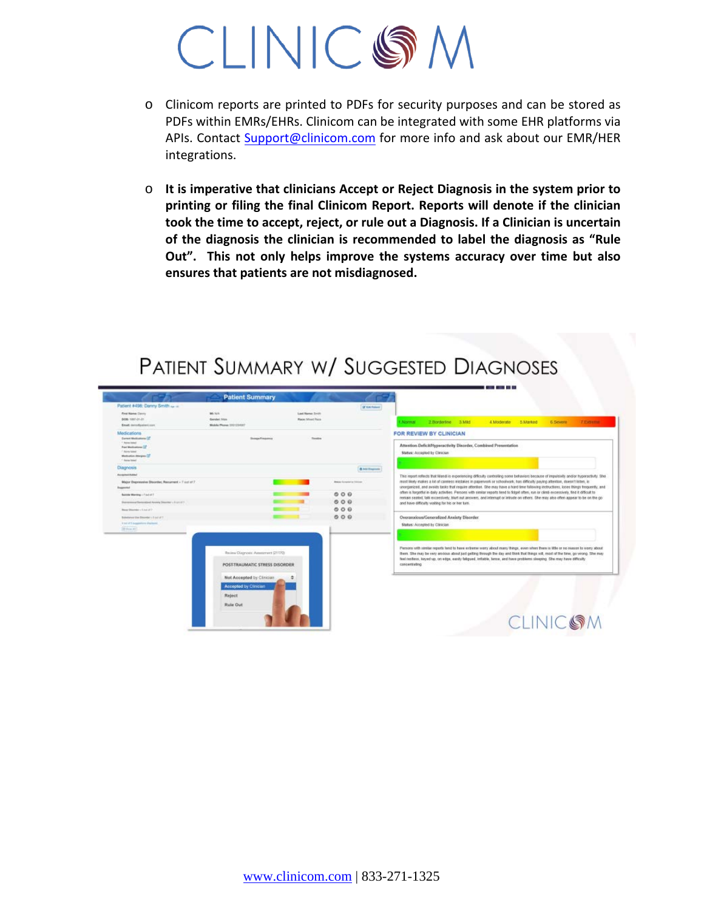- Clinicom reports are printed to PDFs for security purposes and can be stored as PDFs within EMRs/EHRs. Clinicom can be integrated with some EHR platforms via APIs. Contact Support@clinicom.com for more info and ask about our EMR/HER integrations.

- **It is imperative that clinicians Accept or Reject Diagnosis in the system prior to printing or filing the final Clinicom Report. Reports will denote if the clinician took the time to accept, reject, or rule out a Diagnosis. If a Clinician is uncertain of the diagnosis the clinician is recommended to label the diagnosis as "Rule Out". This not only helps improve the systems accuracy over time but also ensures that patients are not misdiagnosed.**

## Patient Summary w/ Suggested Diagnoses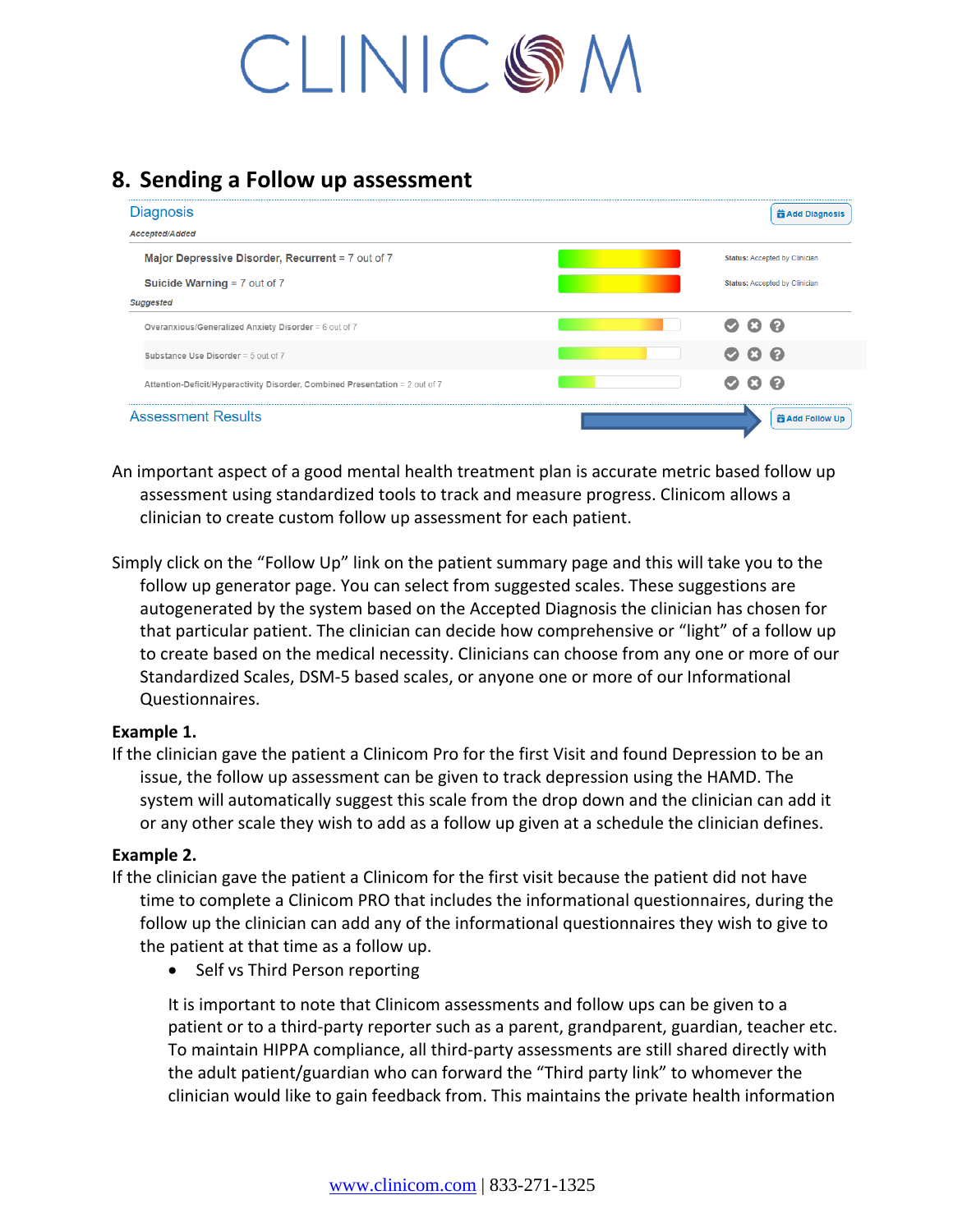## 8. Sending a Follow up assessment

Diagnosis

*Accepted/Added*

Major Depressive Disorder, Recurrent = 7 out of 7 — Status: Accepted by Clinician

Suicide Warning = 7 out of 7 — Status: Accepted by Clinician

*Suggested*

Overanxious/Generalized Anxiety Disorder = 6 out of 7

Substance Use Disorder = 5 out of 7

Attention-Deficit/Hyperactivity Disorder, Combined Presentation = 2 out of 7

Assessment Results — Add Follow Up

An important aspect of a good mental health treatment plan is accurate metric based follow up assessment using standardized tools to track and measure progress. Clinicom allows a clinician to create custom follow up assessment for each patient.

Simply click on the "Follow Up" link on the patient summary page and this will take you to the follow up generator page. You can select from suggested scales. These suggestions are autogenerated by the system based on the Accepted Diagnosis the clinician has chosen for that particular patient. The clinician can decide how comprehensive or "light" of a follow up to create based on the medical necessity. Clinicians can choose from any one or more of our Standardized Scales, DSM-5 based scales, or anyone one or more of our Informational Questionnaires.

**Example 1.**

If the clinician gave the patient a Clinicom Pro for the first Visit and found Depression to be an issue, the follow up assessment can be given to track depression using the HAMD. The system will automatically suggest this scale from the drop down and the clinician can add it or any other scale they wish to add as a follow up given at a schedule the clinician defines.

**Example 2.**

If the clinician gave the patient a Clinicom for the first visit because the patient did not have time to complete a Clinicom PRO that includes the informational questionnaires, during the follow up the clinician can add any of the informational questionnaires they wish to give to the patient at that time as a follow up.

- Self vs Third Person reporting

It is important to note that Clinicom assessments and follow ups can be given to a patient or to a third-party reporter such as a parent, grandparent, guardian, teacher etc. To maintain HIPPA compliance, all third-party assessments are still shared directly with the adult patient/guardian who can forward the "Third party link" to whomever the clinician would like to gain feedback from. This maintains the private health information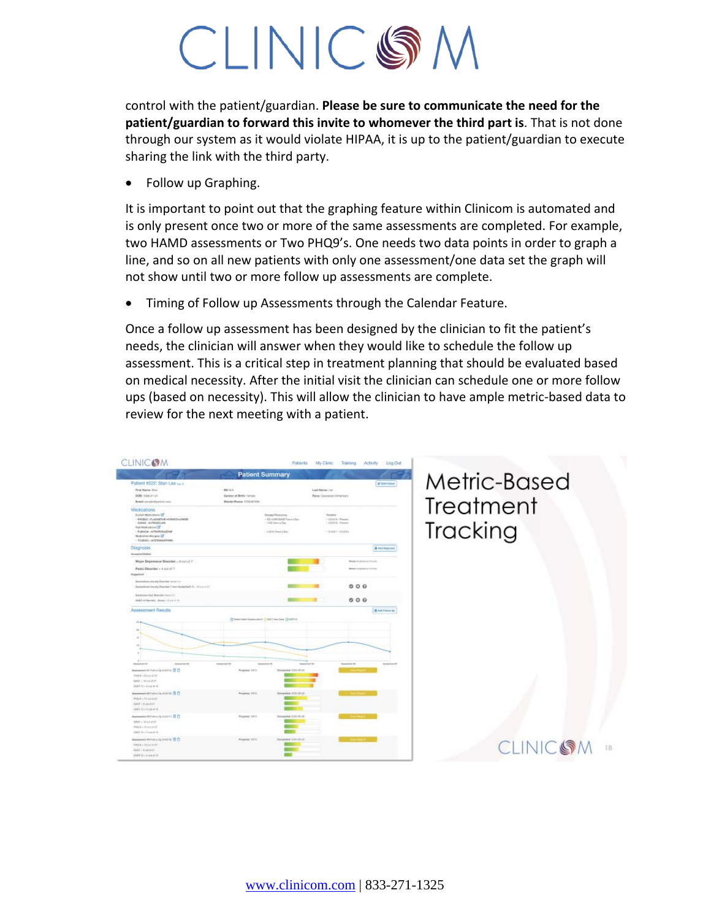control with the patient/guardian. **Please be sure to communicate the need for the patient/guardian to forward this invite to whomever the third part is**. That is not done through our system as it would violate HIPAA, it is up to the patient/guardian to execute sharing the link with the third party.

- Follow up Graphing.

It is important to point out that the graphing feature within Clinicom is automated and is only present once two or more of the same assessments are completed. For example, two HAMD assessments or Two PHQ9's. One needs two data points in order to graph a line, and so on all new patients with only one assessment/one data set the graph will not show until two or more follow up assessments are complete.

- Timing of Follow up Assessments through the Calendar Feature.

Once a follow up assessment has been designed by the clinician to fit the patient's needs, the clinician will answer when they would like to schedule the follow up assessment. This is a critical step in treatment planning that should be evaluated based on medical necessity. After the initial visit the clinician can schedule one or more follow ups (based on necessity). This will allow the clinician to have ample metric-based data to review for the next meeting with a patient.

Metric-Based Treatment Tracking

www.clinicom.com | 833-271-1325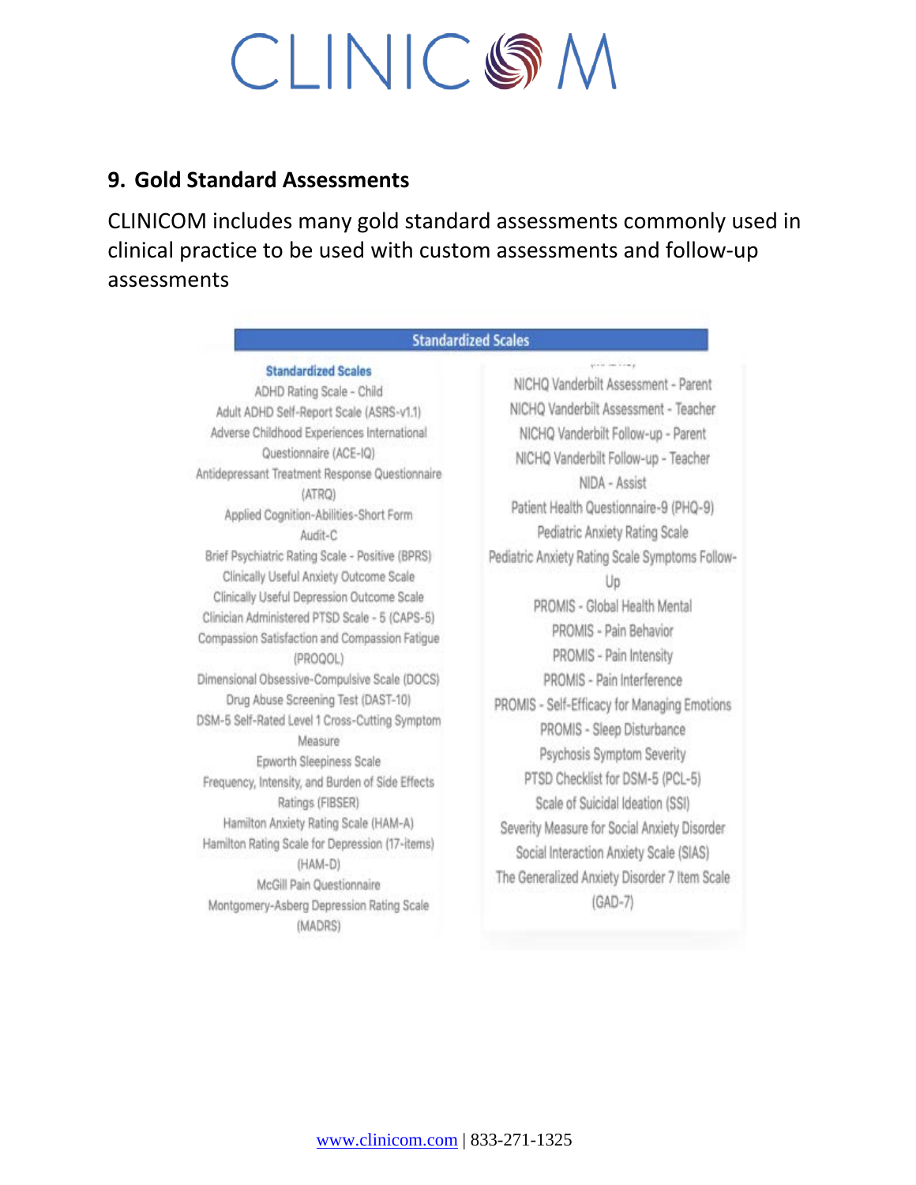## 9. Gold Standard Assessments

CLINICOM includes many gold standard assessments commonly used in clinical practice to be used with custom assessments and follow-up assessments

**Standardized Scales**

**Standardized Scales**

ADHD Rating Scale - Child
Adult ADHD Self-Report Scale (ASRS-v1.1)
Adverse Childhood Experiences International Questionnaire (ACE-IQ)
Antidepressant Treatment Response Questionnaire (ATRQ)
Applied Cognition-Abilities-Short Form
Audit-C
Brief Psychiatric Rating Scale - Positive (BPRS)
Clinically Useful Anxiety Outcome Scale
Clinically Useful Depression Outcome Scale
Clinician Administered PTSD Scale - 5 (CAPS-5)
Compassion Satisfaction and Compassion Fatigue (PROQOL)
Dimensional Obsessive-Compulsive Scale (DOCS)
Drug Abuse Screening Test (DAST-10)
DSM-5 Self-Rated Level 1 Cross-Cutting Symptom Measure
Epworth Sleepiness Scale
Frequency, Intensity, and Burden of Side Effects Ratings (FIBSER)
Hamilton Anxiety Rating Scale (HAM-A)
Hamilton Rating Scale for Depression (17-items) (HAM-D)
McGill Pain Questionnaire
Montgomery-Asberg Depression Rating Scale (MADRS)
NICHQ Vanderbilt Assessment - Parent
NICHQ Vanderbilt Assessment - Teacher
NICHQ Vanderbilt Follow-up - Parent
NICHQ Vanderbilt Follow-up - Teacher
NIDA - Assist
Patient Health Questionnaire-9 (PHQ-9)
Pediatric Anxiety Rating Scale
Pediatric Anxiety Rating Scale Symptoms Follow-Up
PROMIS - Global Health Mental
PROMIS - Pain Behavior
PROMIS - Pain Intensity
PROMIS - Pain Interference
PROMIS - Self-Efficacy for Managing Emotions
PROMIS - Sleep Disturbance
Psychosis Symptom Severity
PTSD Checklist for DSM-5 (PCL-5)
Scale of Suicidal Ideation (SSI)
Severity Measure for Social Anxiety Disorder
Social Interaction Anxiety Scale (SIAS)
The Generalized Anxiety Disorder 7 Item Scale (GAD-7)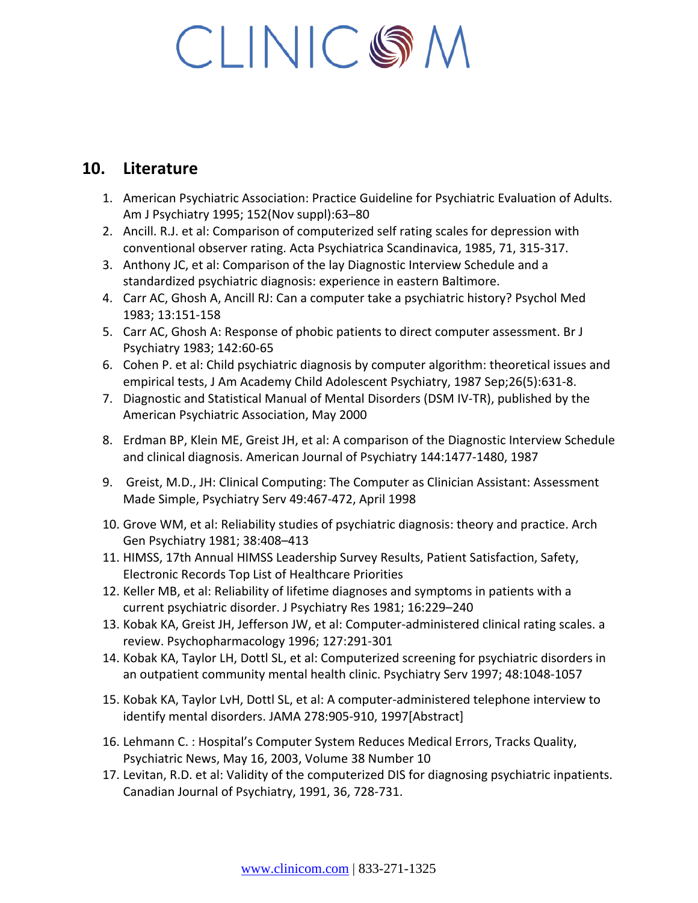## 10. Literature

1. American Psychiatric Association: Practice Guideline for Psychiatric Evaluation of Adults. Am J Psychiatry 1995; 152(Nov suppl):63–80
2. Ancill. R.J. et al: Comparison of computerized self rating scales for depression with conventional observer rating. Acta Psychiatrica Scandinavica, 1985, 71, 315-317.
3. Anthony JC, et al: Comparison of the lay Diagnostic Interview Schedule and a standardized psychiatric diagnosis: experience in eastern Baltimore.
4. Carr AC, Ghosh A, Ancill RJ: Can a computer take a psychiatric history? Psychol Med 1983; 13:151-158
5. Carr AC, Ghosh A: Response of phobic patients to direct computer assessment. Br J Psychiatry 1983; 142:60-65
6. Cohen P. et al: Child psychiatric diagnosis by computer algorithm: theoretical issues and empirical tests, J Am Academy Child Adolescent Psychiatry, 1987 Sep;26(5):631-8.
7. Diagnostic and Statistical Manual of Mental Disorders (DSM IV-TR), published by the American Psychiatric Association, May 2000
8. Erdman BP, Klein ME, Greist JH, et al: A comparison of the Diagnostic Interview Schedule and clinical diagnosis. American Journal of Psychiatry 144:1477-1480, 1987
9. Greist, M.D., JH: Clinical Computing: The Computer as Clinician Assistant: Assessment Made Simple, Psychiatry Serv 49:467-472, April 1998
10. Grove WM, et al: Reliability studies of psychiatric diagnosis: theory and practice. Arch Gen Psychiatry 1981; 38:408–413
11. HIMSS, 17th Annual HIMSS Leadership Survey Results, Patient Satisfaction, Safety, Electronic Records Top List of Healthcare Priorities
12. Keller MB, et al: Reliability of lifetime diagnoses and symptoms in patients with a current psychiatric disorder. J Psychiatry Res 1981; 16:229–240
13. Kobak KA, Greist JH, Jefferson JW, et al: Computer-administered clinical rating scales. a review. Psychopharmacology 1996; 127:291-301
14. Kobak KA, Taylor LH, Dottl SL, et al: Computerized screening for psychiatric disorders in an outpatient community mental health clinic. Psychiatry Serv 1997; 48:1048-1057
15. Kobak KA, Taylor LvH, Dottl SL, et al: A computer-administered telephone interview to identify mental disorders. JAMA 278:905-910, 1997[Abstract]
16. Lehmann C. : Hospital's Computer System Reduces Medical Errors, Tracks Quality, Psychiatric News, May 16, 2003, Volume 38 Number 10
17. Levitan, R.D. et al: Validity of the computerized DIS for diagnosing psychiatric inpatients. Canadian Journal of Psychiatry, 1991, 36, 728-731.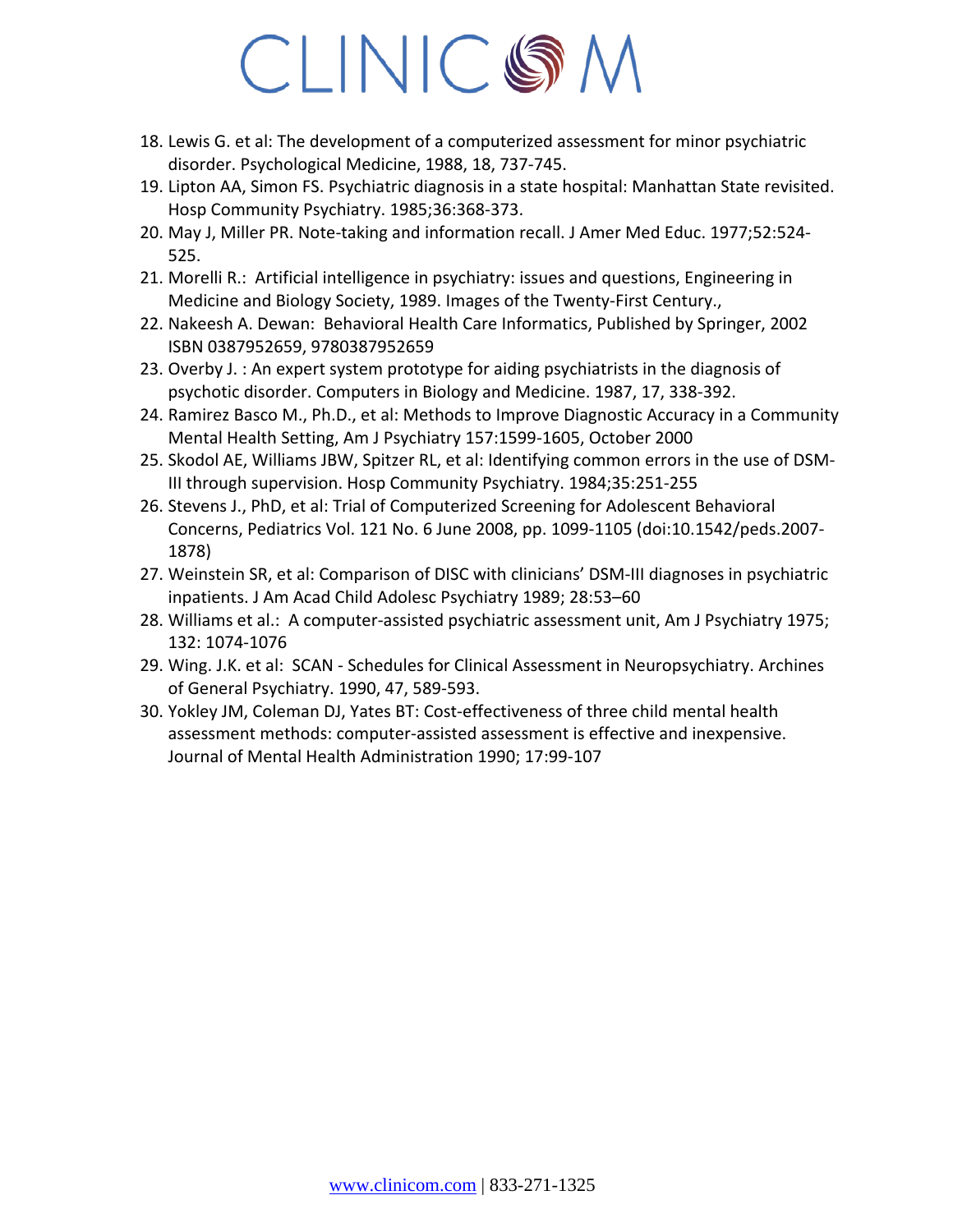18. Lewis G. et al: The development of a computerized assessment for minor psychiatric disorder. Psychological Medicine, 1988, 18, 737-745.
19. Lipton AA, Simon FS. Psychiatric diagnosis in a state hospital: Manhattan State revisited. Hosp Community Psychiatry. 1985;36:368-373.
20. May J, Miller PR. Note-taking and information recall. J Amer Med Educ. 1977;52:524-525.
21. Morelli R.: Artificial intelligence in psychiatry: issues and questions, Engineering in Medicine and Biology Society, 1989. Images of the Twenty-First Century.,
22. Nakeesh A. Dewan: Behavioral Health Care Informatics, Published by Springer, 2002 ISBN 0387952659, 9780387952659
23. Overby J. : An expert system prototype for aiding psychiatrists in the diagnosis of psychotic disorder. Computers in Biology and Medicine. 1987, 17, 338-392.
24. Ramirez Basco M., Ph.D., et al: Methods to Improve Diagnostic Accuracy in a Community Mental Health Setting, Am J Psychiatry 157:1599-1605, October 2000
25. Skodol AE, Williams JBW, Spitzer RL, et al: Identifying common errors in the use of DSM-III through supervision. Hosp Community Psychiatry. 1984;35:251-255
26. Stevens J., PhD, et al: Trial of Computerized Screening for Adolescent Behavioral Concerns, Pediatrics Vol. 121 No. 6 June 2008, pp. 1099-1105 (doi:10.1542/peds.2007-1878)
27. Weinstein SR, et al: Comparison of DISC with clinicians' DSM-III diagnoses in psychiatric inpatients. J Am Acad Child Adolesc Psychiatry 1989; 28:53–60
28. Williams et al.: A computer-assisted psychiatric assessment unit, Am J Psychiatry 1975; 132: 1074-1076
29. Wing. J.K. et al: SCAN - Schedules for Clinical Assessment in Neuropsychiatry. Archines of General Psychiatry. 1990, 47, 589-593.
30. Yokley JM, Coleman DJ, Yates BT: Cost-effectiveness of three child mental health assessment methods: computer-assisted assessment is effective and inexpensive. Journal of Mental Health Administration 1990; 17:99-107